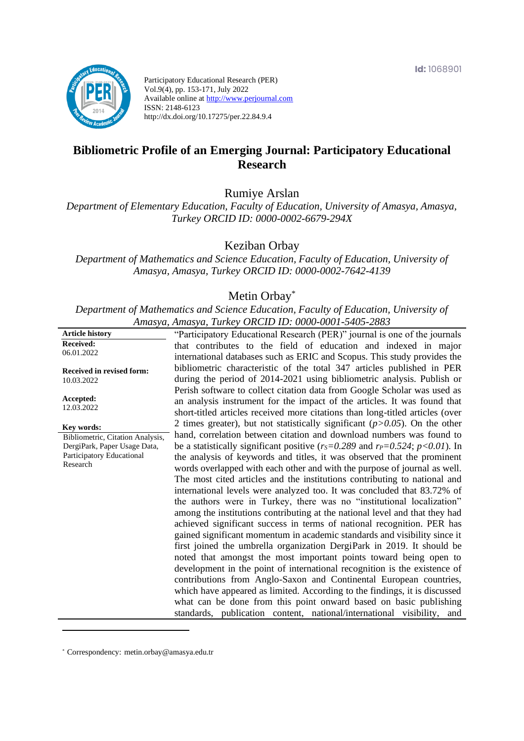Id: 1068901

Participatory Educational Research (PER)
Vol.9(4), pp. 153-171, July 2022
Available online at http://www.perjournal.com
ISSN: 2148-6123
http://dx.doi.org/10.17275/per.22.84.9.4

# Bibliometric Profile of an Emerging Journal: Participatory Educational Research

Rumiye Arslan
*Department of Elementary Education, Faculty of Education, University of Amasya, Amasya, Turkey ORCID ID: 0000-0002-6679-294X*

Keziban Orbay
*Department of Mathematics and Science Education, Faculty of Education, University of Amasya, Amasya, Turkey ORCID ID: 0000-0002-7642-4139*

Metin Orbay[*]
*Department of Mathematics and Science Education, Faculty of Education, University of Amasya, Amasya, Turkey ORCID ID: 0000-0001-5405-2883*

**Article history**
**Received:**
06.01.2022

**Received in revised form:**
10.03.2022

**Accepted:**
12.03.2022

**Key words:**
Bibliometric, Citation Analysis, DergiPark, Paper Usage Data, Participatory Educational Research

"Participatory Educational Research (PER)" journal is one of the journals that contributes to the field of education and indexed in major international databases such as ERIC and Scopus. This study provides the bibliometric characteristic of the total 347 articles published in PER during the period of 2014-2021 using bibliometric analysis. Publish or Perish software to collect citation data from Google Scholar was used as an analysis instrument for the impact of the articles. It was found that short-titled articles received more citations than long-titled articles (over 2 times greater), but not statistically significant ($p>0.05$). On the other hand, correlation between citation and download numbers was found to be a statistically significant positive ($r_S=0.289$ and $r_P=0.524$; $p<0.01$). In the analysis of keywords and titles, it was observed that the prominent words overlapped with each other and with the purpose of journal as well. The most cited articles and the institutions contributing to national and international levels were analyzed too. It was concluded that 83.72% of the authors were in Turkey, there was no "institutional localization" among the institutions contributing at the national level and that they had achieved significant success in terms of national recognition. PER has gained significant momentum in academic standards and visibility since it first joined the umbrella organization DergiPark in 2019. It should be noted that amongst the most important points toward being open to development in the point of international recognition is the existence of contributions from Anglo-Saxon and Continental European countries, which have appeared as limited. According to the findings, it is discussed what can be done from this point onward based on basic publishing standards, publication content, national/international visibility, and

[*] Correspondency: metin.orbay@amasya.edu.tr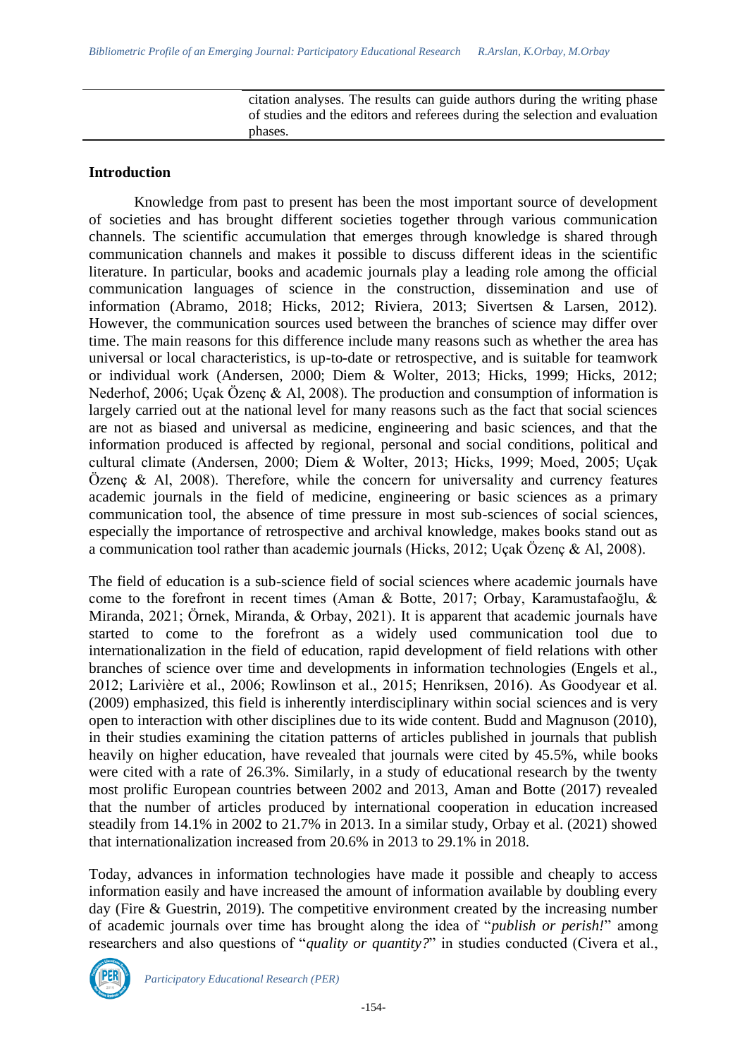citation analyses. The results can guide authors during the writing phase of studies and the editors and referees during the selection and evaluation phases.

## Introduction

Knowledge from past to present has been the most important source of development of societies and has brought different societies together through various communication channels. The scientific accumulation that emerges through knowledge is shared through communication channels and makes it possible to discuss different ideas in the scientific literature. In particular, books and academic journals play a leading role among the official communication languages of science in the construction, dissemination and use of information (Abramo, 2018; Hicks, 2012; Riviera, 2013; Sivertsen & Larsen, 2012). However, the communication sources used between the branches of science may differ over time. The main reasons for this difference include many reasons such as whether the area has universal or local characteristics, is up-to-date or retrospective, and is suitable for teamwork or individual work (Andersen, 2000; Diem & Wolter, 2013; Hicks, 1999; Hicks, 2012; Nederhof, 2006; Uçak Özenç & Al, 2008). The production and consumption of information is largely carried out at the national level for many reasons such as the fact that social sciences are not as biased and universal as medicine, engineering and basic sciences, and that the information produced is affected by regional, personal and social conditions, political and cultural climate (Andersen, 2000; Diem & Wolter, 2013; Hicks, 1999; Moed, 2005; Uçak Özenç & Al, 2008). Therefore, while the concern for universality and currency features academic journals in the field of medicine, engineering or basic sciences as a primary communication tool, the absence of time pressure in most sub-sciences of social sciences, especially the importance of retrospective and archival knowledge, makes books stand out as a communication tool rather than academic journals (Hicks, 2012; Uçak Özenç & Al, 2008).

The field of education is a sub-science field of social sciences where academic journals have come to the forefront in recent times (Aman & Botte, 2017; Orbay, Karamustafaoğlu, & Miranda, 2021; Örnek, Miranda, & Orbay, 2021). It is apparent that academic journals have started to come to the forefront as a widely used communication tool due to internationalization in the field of education, rapid development of field relations with other branches of science over time and developments in information technologies (Engels et al., 2012; Larivière et al., 2006; Rowlinson et al., 2015; Henriksen, 2016). As Goodyear et al. (2009) emphasized, this field is inherently interdisciplinary within social sciences and is very open to interaction with other disciplines due to its wide content. Budd and Magnuson (2010), in their studies examining the citation patterns of articles published in journals that publish heavily on higher education, have revealed that journals were cited by 45.5%, while books were cited with a rate of 26.3%. Similarly, in a study of educational research by the twenty most prolific European countries between 2002 and 2013, Aman and Botte (2017) revealed that the number of articles produced by international cooperation in education increased steadily from 14.1% in 2002 to 21.7% in 2013. In a similar study, Orbay et al. (2021) showed that internationalization increased from 20.6% in 2013 to 29.1% in 2018.

Today, advances in information technologies have made it possible and cheaply to access information easily and have increased the amount of information available by doubling every day (Fire & Guestrin, 2019). The competitive environment created by the increasing number of academic journals over time has brought along the idea of "*publish or perish!*" among researchers and also questions of "*quality or quantity?*" in studies conducted (Civera et al.,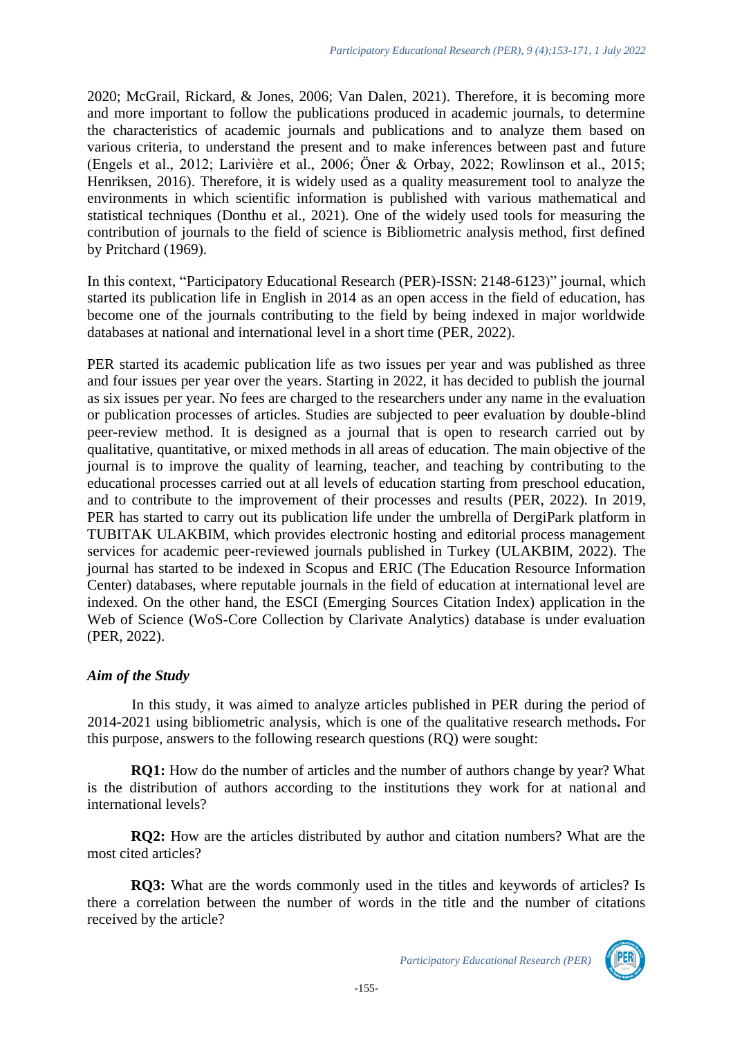2020; McGrail, Rickard, & Jones, 2006; Van Dalen, 2021). Therefore, it is becoming more and more important to follow the publications produced in academic journals, to determine the characteristics of academic journals and publications and to analyze them based on various criteria, to understand the present and to make inferences between past and future (Engels et al., 2012; Larivière et al., 2006; Öner & Orbay, 2022; Rowlinson et al., 2015; Henriksen, 2016). Therefore, it is widely used as a quality measurement tool to analyze the environments in which scientific information is published with various mathematical and statistical techniques (Donthu et al., 2021). One of the widely used tools for measuring the contribution of journals to the field of science is Bibliometric analysis method, first defined by Pritchard (1969).

In this context, "Participatory Educational Research (PER)-ISSN: 2148-6123)" journal, which started its publication life in English in 2014 as an open access in the field of education, has become one of the journals contributing to the field by being indexed in major worldwide databases at national and international level in a short time (PER, 2022).

PER started its academic publication life as two issues per year and was published as three and four issues per year over the years. Starting in 2022, it has decided to publish the journal as six issues per year. No fees are charged to the researchers under any name in the evaluation or publication processes of articles. Studies are subjected to peer evaluation by double-blind peer-review method. It is designed as a journal that is open to research carried out by qualitative, quantitative, or mixed methods in all areas of education. The main objective of the journal is to improve the quality of learning, teacher, and teaching by contributing to the educational processes carried out at all levels of education starting from preschool education, and to contribute to the improvement of their processes and results (PER, 2022). In 2019, PER has started to carry out its publication life under the umbrella of DergiPark platform in TUBITAK ULAKBIM, which provides electronic hosting and editorial process management services for academic peer-reviewed journals published in Turkey (ULAKBIM, 2022). The journal has started to be indexed in Scopus and ERIC (The Education Resource Information Center) databases, where reputable journals in the field of education at international level are indexed. On the other hand, the ESCI (Emerging Sources Citation Index) application in the Web of Science (WoS-Core Collection by Clarivate Analytics) database is under evaluation (PER, 2022).

### *Aim of the Study*

In this study, it was aimed to analyze articles published in PER during the period of 2014-2021 using bibliometric analysis, which is one of the qualitative research methods**.** For this purpose, answers to the following research questions (RQ) were sought:

**RQ1:** How do the number of articles and the number of authors change by year? What is the distribution of authors according to the institutions they work for at national and international levels?

**RQ2:** How are the articles distributed by author and citation numbers? What are the most cited articles?

**RQ3:** What are the words commonly used in the titles and keywords of articles? Is there a correlation between the number of words in the title and the number of citations received by the article?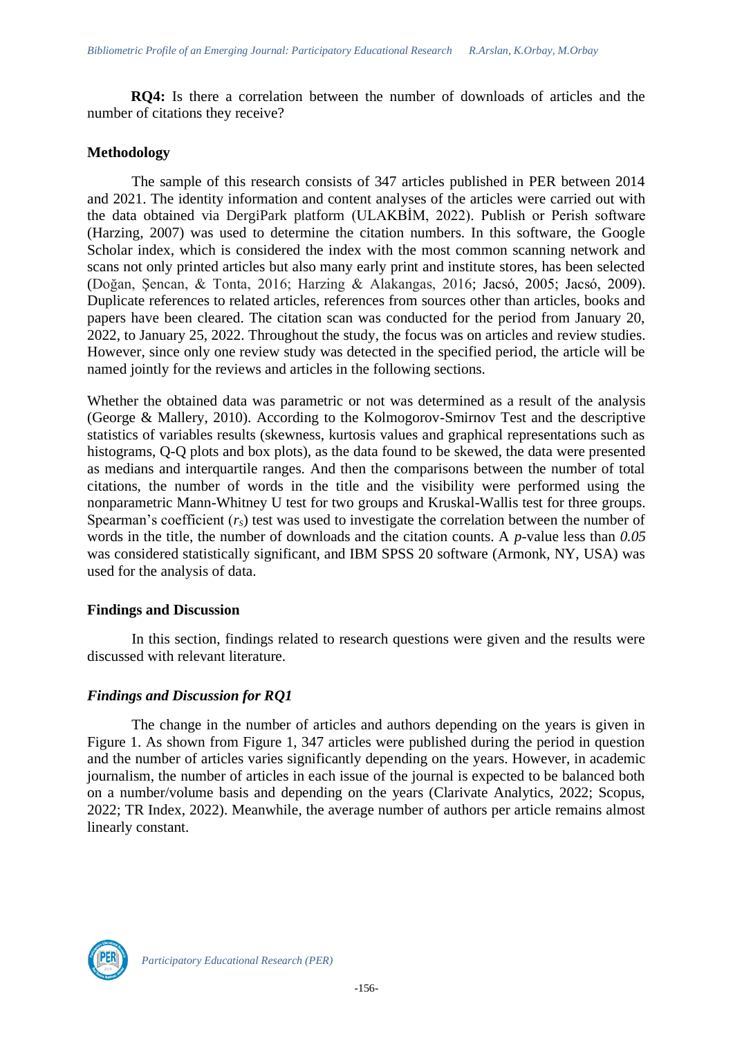**RQ4:** Is there a correlation between the number of downloads of articles and the number of citations they receive?

## Methodology

The sample of this research consists of 347 articles published in PER between 2014 and 2021. The identity information and content analyses of the articles were carried out with the data obtained via DergiPark platform (ULAKBİM, 2022). Publish or Perish software (Harzing, 2007) was used to determine the citation numbers. In this software, the Google Scholar index, which is considered the index with the most common scanning network and scans not only printed articles but also many early print and institute stores, has been selected (Doğan, Şencan, & Tonta, 2016; Harzing & Alakangas, 2016; Jacsó, 2005; Jacsó, 2009). Duplicate references to related articles, references from sources other than articles, books and papers have been cleared. The citation scan was conducted for the period from January 20, 2022, to January 25, 2022. Throughout the study, the focus was on articles and review studies. However, since only one review study was detected in the specified period, the article will be named jointly for the reviews and articles in the following sections.

Whether the obtained data was parametric or not was determined as a result of the analysis (George & Mallery, 2010). According to the Kolmogorov-Smirnov Test and the descriptive statistics of variables results (skewness, kurtosis values and graphical representations such as histograms, Q-Q plots and box plots), as the data found to be skewed, the data were presented as medians and interquartile ranges. And then the comparisons between the number of total citations, the number of words in the title and the visibility were performed using the nonparametric Mann-Whitney U test for two groups and Kruskal-Wallis test for three groups. Spearman's coefficient ($r_s$) test was used to investigate the correlation between the number of words in the title, the number of downloads and the citation counts. A $p$-value less than $0.05$ was considered statistically significant, and IBM SPSS 20 software (Armonk, NY, USA) was used for the analysis of data.

## Findings and Discussion

In this section, findings related to research questions were given and the results were discussed with relevant literature.

### *Findings and Discussion for RQ1*

The change in the number of articles and authors depending on the years is given in Figure 1. As shown from Figure 1, 347 articles were published during the period in question and the number of articles varies significantly depending on the years. However, in academic journalism, the number of articles in each issue of the journal is expected to be balanced both on a number/volume basis and depending on the years (Clarivate Analytics, 2022; Scopus, 2022; TR Index, 2022). Meanwhile, the average number of authors per article remains almost linearly constant.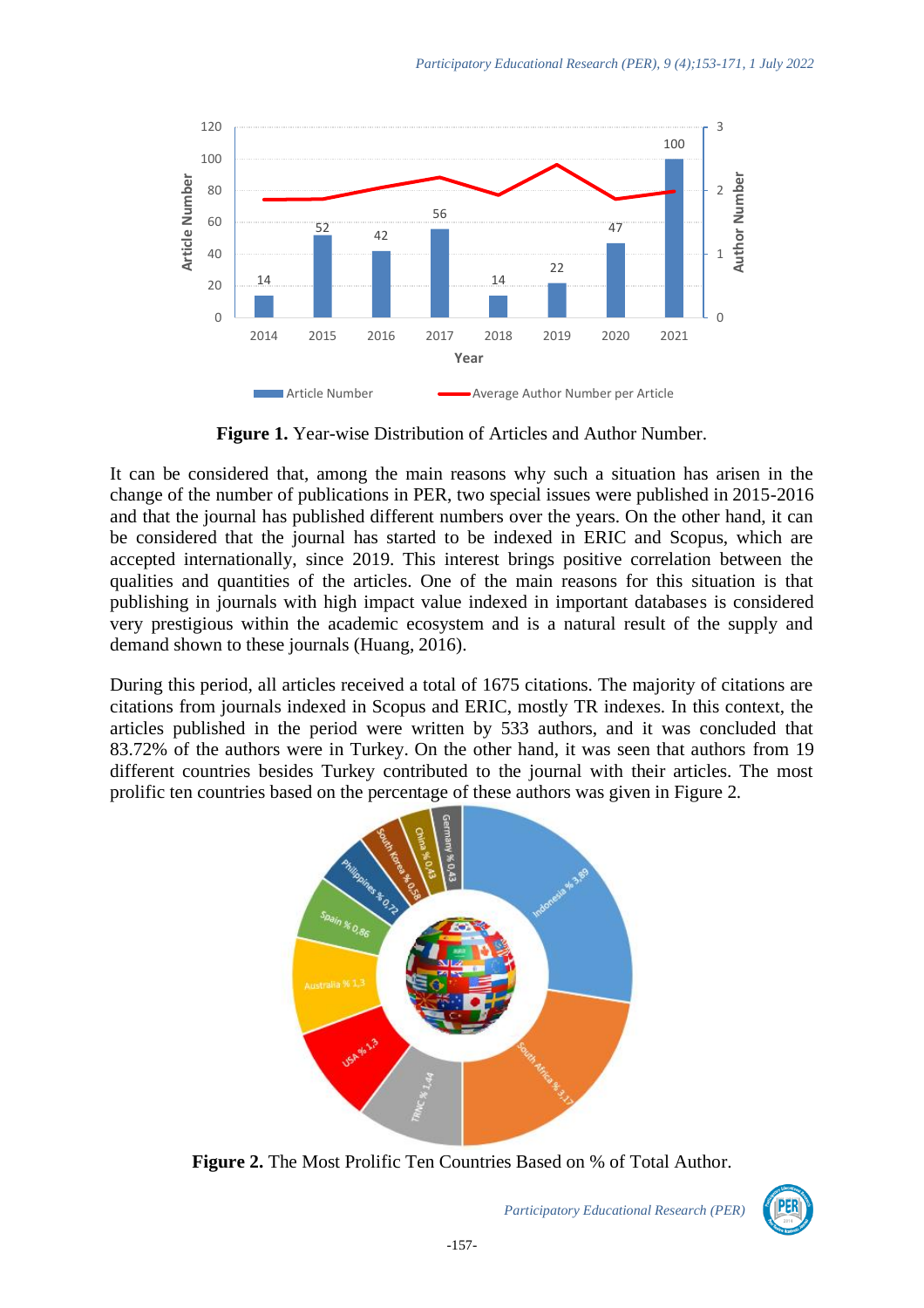**Figure 1.** Year-wise Distribution of Articles and Author Number.

It can be considered that, among the main reasons why such a situation has arisen in the change of the number of publications in PER, two special issues were published in 2015-2016 and that the journal has published different numbers over the years. On the other hand, it can be considered that the journal has started to be indexed in ERIC and Scopus, which are accepted internationally, since 2019. This interest brings positive correlation between the qualities and quantities of the articles. One of the main reasons for this situation is that publishing in journals with high impact value indexed in important databases is considered very prestigious within the academic ecosystem and is a natural result of the supply and demand shown to these journals (Huang, 2016).

During this period, all articles received a total of 1675 citations. The majority of citations are citations from journals indexed in Scopus and ERIC, mostly TR indexes. In this context, the articles published in the period were written by 533 authors, and it was concluded that 83.72% of the authors were in Turkey. On the other hand, it was seen that authors from 19 different countries besides Turkey contributed to the journal with their articles. The most prolific ten countries based on the percentage of these authors was given in Figure 2.

**Figure 2.** The Most Prolific Ten Countries Based on % of Total Author.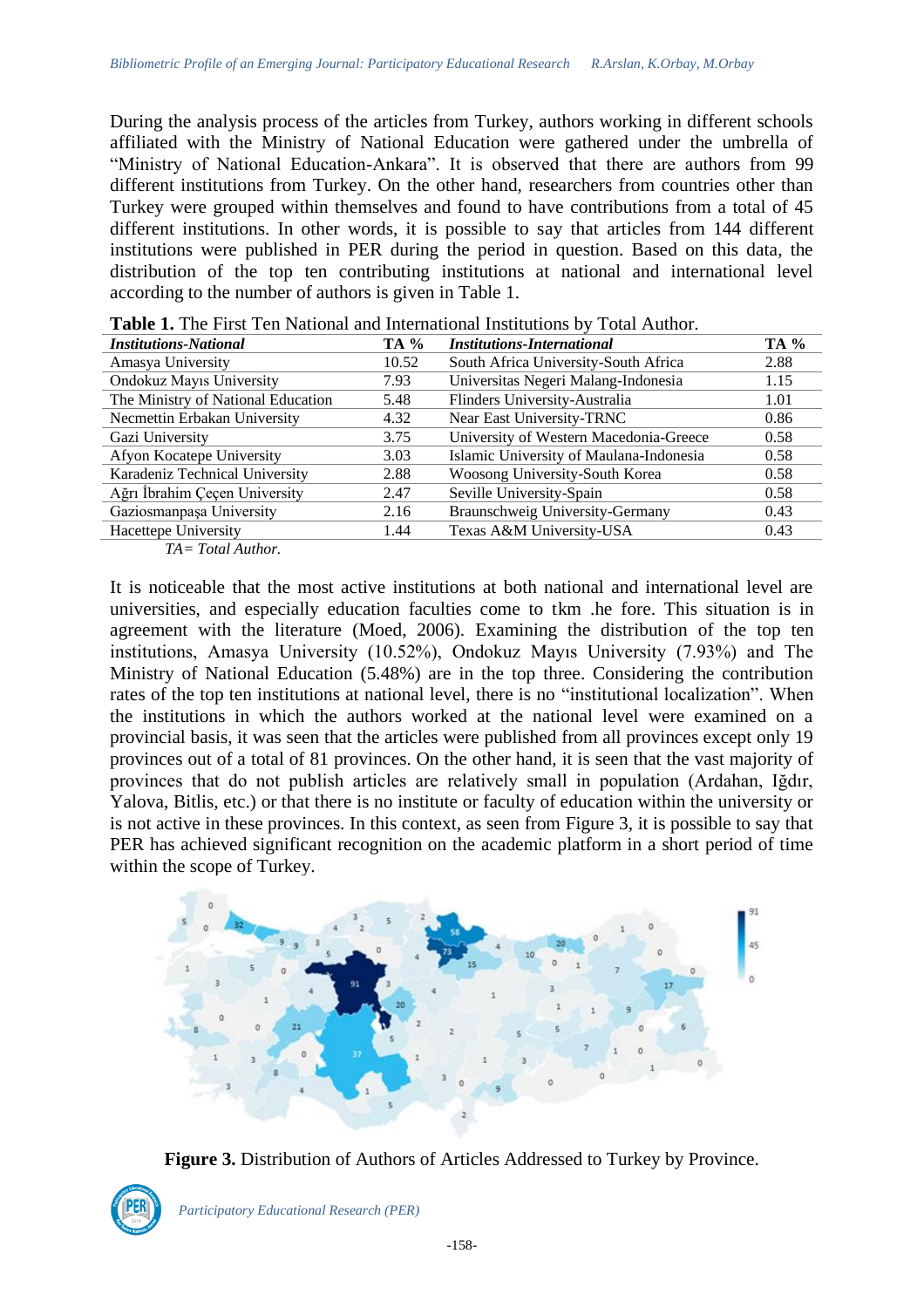During the analysis process of the articles from Turkey, authors working in different schools affiliated with the Ministry of National Education were gathered under the umbrella of "Ministry of National Education-Ankara". It is observed that there are authors from 99 different institutions from Turkey. On the other hand, researchers from countries other than Turkey were grouped within themselves and found to have contributions from a total of 45 different institutions. In other words, it is possible to say that articles from 144 different institutions were published in PER during the period in question. Based on this data, the distribution of the top ten contributing institutions at national and international level according to the number of authors is given in Table 1.

**Table 1.** The First Ten National and International Institutions by Total Author.

| *Institutions-National* | TA % | *Institutions-International* | TA % |
|---|---|---|---|
| Amasya University | 10.52 | South Africa University-South Africa | 2.88 |
| Ondokuz Mayıs University | 7.93 | Universitas Negeri Malang-Indonesia | 1.15 |
| The Ministry of National Education | 5.48 | Flinders University-Australia | 1.01 |
| Necmettin Erbakan University | 4.32 | Near East University-TRNC | 0.86 |
| Gazi University | 3.75 | University of Western Macedonia-Greece | 0.58 |
| Afyon Kocatepe University | 3.03 | Islamic University of Maulana-Indonesia | 0.58 |
| Karadeniz Technical University | 2.88 | Woosong University-South Korea | 0.58 |
| Ağrı İbrahim Çeçen University | 2.47 | Seville University-Spain | 0.58 |
| Gaziosmanpaşa University | 2.16 | Braunschweig University-Germany | 0.43 |
| Hacettepe University | 1.44 | Texas A&M University-USA | 0.43 |

*TA= Total Author.*

It is noticeable that the most active institutions at both national and international level are universities, and especially education faculties come to tkm .he fore. This situation is in agreement with the literature (Moed, 2006). Examining the distribution of the top ten institutions, Amasya University (10.52%), Ondokuz Mayıs University (7.93%) and The Ministry of National Education (5.48%) are in the top three. Considering the contribution rates of the top ten institutions at national level, there is no "institutional localization". When the institutions in which the authors worked at the national level were examined on a provincial basis, it was seen that the articles were published from all provinces except only 19 provinces out of a total of 81 provinces. On the other hand, it is seen that the vast majority of provinces that do not publish articles are relatively small in population (Ardahan, Iğdır, Yalova, Bitlis, etc.) or that there is no institute or faculty of education within the university or is not active in these provinces. In this context, as seen from Figure 3, it is possible to say that PER has achieved significant recognition on the academic platform in a short period of time within the scope of Turkey.

**Figure 3.** Distribution of Authors of Articles Addressed to Turkey by Province.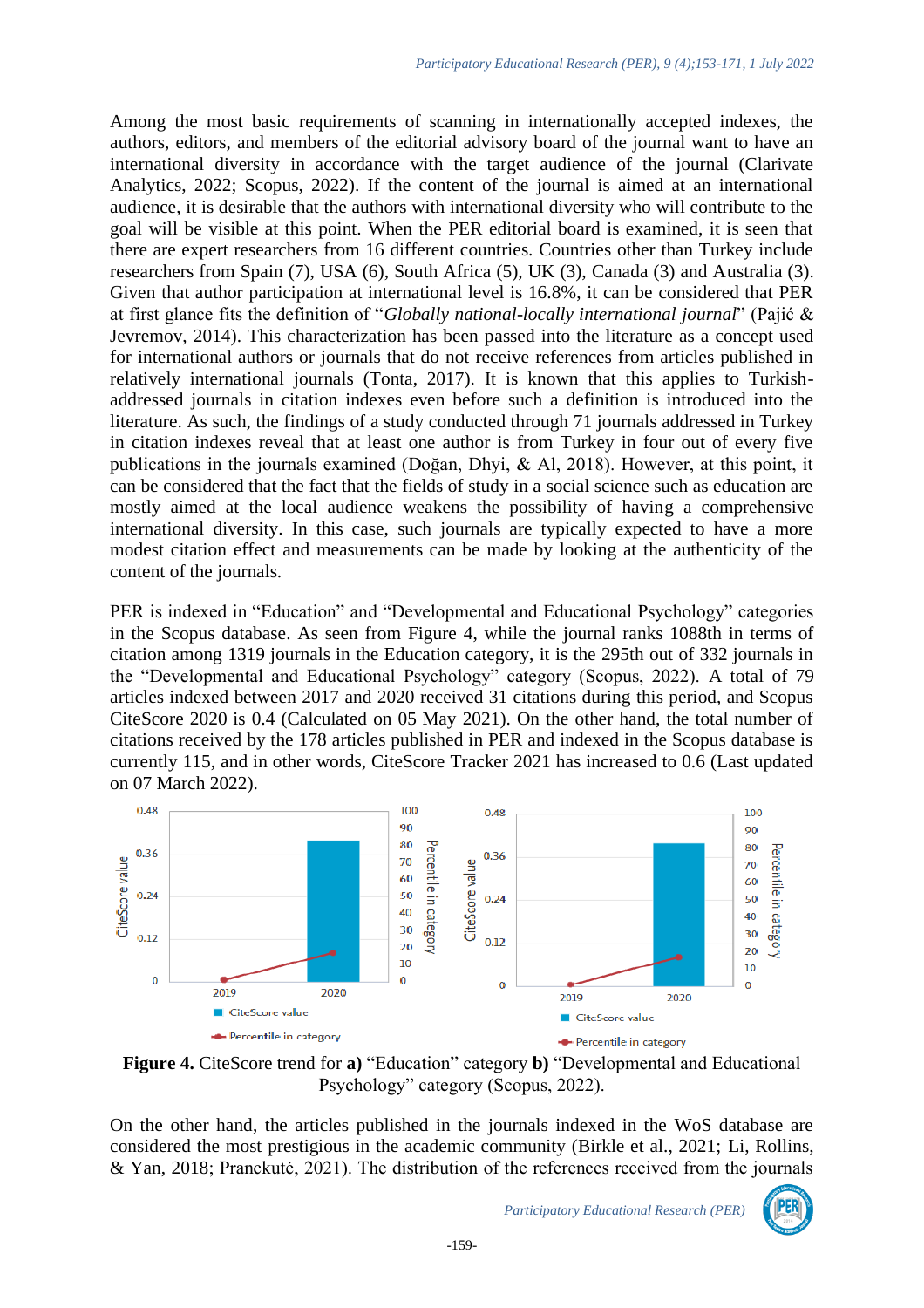Among the most basic requirements of scanning in internationally accepted indexes, the authors, editors, and members of the editorial advisory board of the journal want to have an international diversity in accordance with the target audience of the journal (Clarivate Analytics, 2022; Scopus, 2022). If the content of the journal is aimed at an international audience, it is desirable that the authors with international diversity who will contribute to the goal will be visible at this point. When the PER editorial board is examined, it is seen that there are expert researchers from 16 different countries. Countries other than Turkey include researchers from Spain (7), USA (6), South Africa (5), UK (3), Canada (3) and Australia (3). Given that author participation at international level is 16.8%, it can be considered that PER at first glance fits the definition of "*Globally national-locally international journal*" (Pajić & Jevremov, 2014). This characterization has been passed into the literature as a concept used for international authors or journals that do not receive references from articles published in relatively international journals (Tonta, 2017). It is known that this applies to Turkish-addressed journals in citation indexes even before such a definition is introduced into the literature. As such, the findings of a study conducted through 71 journals addressed in Turkey in citation indexes reveal that at least one author is from Turkey in four out of every five publications in the journals examined (Doğan, Dhyi, & Al, 2018). However, at this point, it can be considered that the fact that the fields of study in a social science such as education are mostly aimed at the local audience weakens the possibility of having a comprehensive international diversity. In this case, such journals are typically expected to have a more modest citation effect and measurements can be made by looking at the authenticity of the content of the journals.

PER is indexed in "Education" and "Developmental and Educational Psychology" categories in the Scopus database. As seen from Figure 4, while the journal ranks 1088th in terms of citation among 1319 journals in the Education category, it is the 295th out of 332 journals in the "Developmental and Educational Psychology" category (Scopus, 2022). A total of 79 articles indexed between 2017 and 2020 received 31 citations during this period, and Scopus CiteScore 2020 is 0.4 (Calculated on 05 May 2021). On the other hand, the total number of citations received by the 178 articles published in PER and indexed in the Scopus database is currently 115, and in other words, CiteScore Tracker 2021 has increased to 0.6 (Last updated on 07 March 2022).

**Figure 4.** CiteScore trend for **a)** "Education" category **b)** "Developmental and Educational Psychology" category (Scopus, 2022).

On the other hand, the articles published in the journals indexed in the WoS database are considered the most prestigious in the academic community (Birkle et al., 2021; Li, Rollins, & Yan, 2018; Pranckutė, 2021). The distribution of the references received from the journals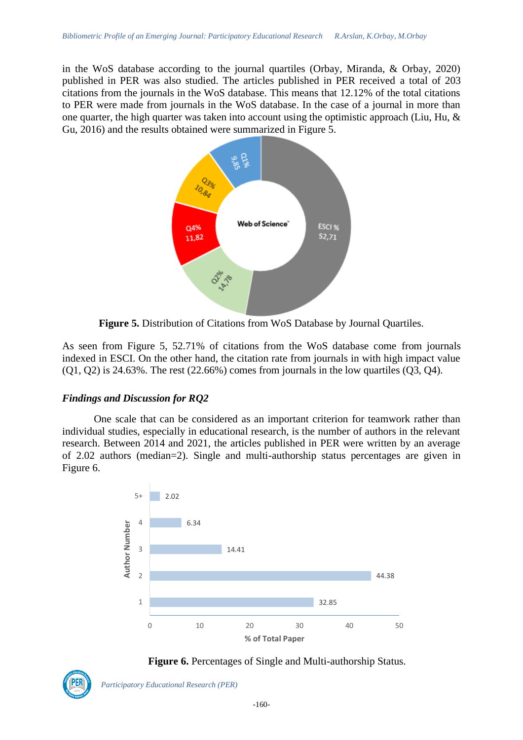in the WoS database according to the journal quartiles (Orbay, Miranda, & Orbay, 2020) published in PER was also studied. The articles published in PER received a total of 203 citations from the journals in the WoS database. This means that 12.12% of the total citations to PER were made from journals in the WoS database. In the case of a journal in more than one quarter, the high quarter was taken into account using the optimistic approach (Liu, Hu, & Gu, 2016) and the results obtained were summarized in Figure 5.

**Figure 5.** Distribution of Citations from WoS Database by Journal Quartiles.

As seen from Figure 5, 52.71% of citations from the WoS database come from journals indexed in ESCI. On the other hand, the citation rate from journals in with high impact value (Q1, Q2) is 24.63%. The rest (22.66%) comes from journals in the low quartiles (Q3, Q4).

### *Findings and Discussion for RQ2*

One scale that can be considered as an important criterion for teamwork rather than individual studies, especially in educational research, is the number of authors in the relevant research. Between 2014 and 2021, the articles published in PER were written by an average of 2.02 authors (median=2). Single and multi-authorship status percentages are given in Figure 6.

**Figure 6.** Percentages of Single and Multi-authorship Status.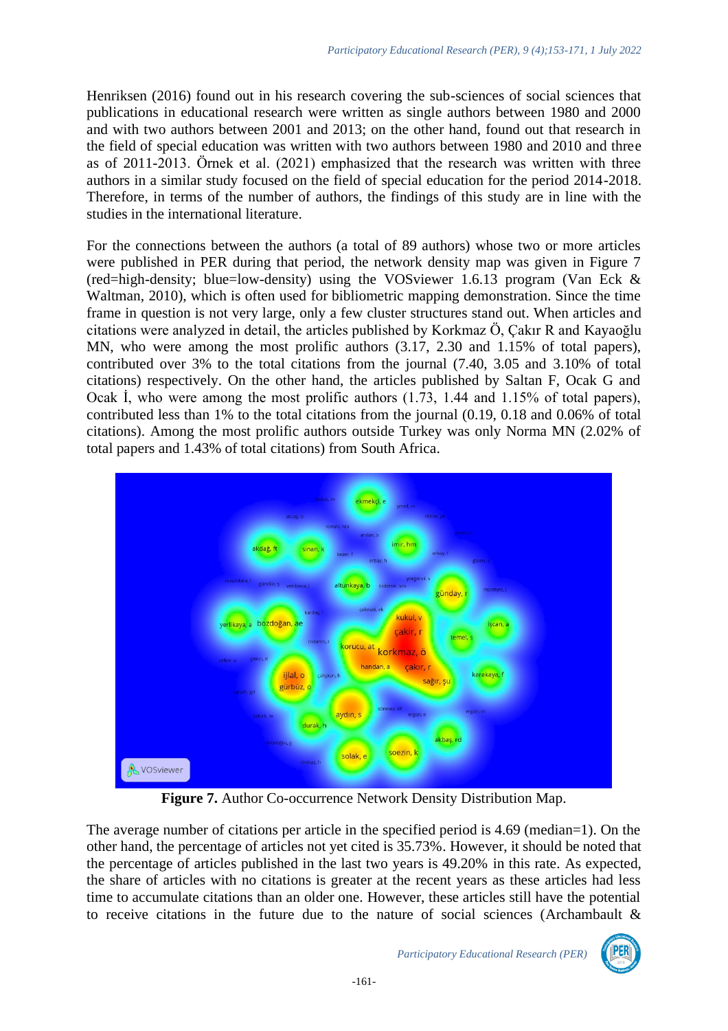Henriksen (2016) found out in his research covering the sub-sciences of social sciences that publications in educational research were written as single authors between 1980 and 2000 and with two authors between 2001 and 2013; on the other hand, found out that research in the field of special education was written with two authors between 1980 and 2010 and three as of 2011-2013. Örnek et al. (2021) emphasized that the research was written with three authors in a similar study focused on the field of special education for the period 2014-2018. Therefore, in terms of the number of authors, the findings of this study are in line with the studies in the international literature.

For the connections between the authors (a total of 89 authors) whose two or more articles were published in PER during that period, the network density map was given in Figure 7 (red=high-density; blue=low-density) using the VOSviewer 1.6.13 program (Van Eck & Waltman, 2010), which is often used for bibliometric mapping demonstration. Since the time frame in question is not very large, only a few cluster structures stand out. When articles and citations were analyzed in detail, the articles published by Korkmaz Ö, Çakır R and Kayaoğlu MN, who were among the most prolific authors (3.17, 2.30 and 1.15% of total papers), contributed over 3% to the total citations from the journal (7.40, 3.05 and 3.10% of total citations) respectively. On the other hand, the articles published by Saltan F, Ocak G and Ocak İ, who were among the most prolific authors (1.73, 1.44 and 1.15% of total papers), contributed less than 1% to the total citations from the journal (0.19, 0.18 and 0.06% of total citations). Among the most prolific authors outside Turkey was only Norma MN (2.02% of total papers and 1.43% of total citations) from South Africa.

**Figure 7.** Author Co-occurrence Network Density Distribution Map.

The average number of citations per article in the specified period is 4.69 (median=1). On the other hand, the percentage of articles not yet cited is 35.73%. However, it should be noted that the percentage of articles published in the last two years is 49.20% in this rate. As expected, the share of articles with no citations is greater at the recent years as these articles had less time to accumulate citations than an older one. However, these articles still have the potential to receive citations in the future due to the nature of social sciences (Archambault &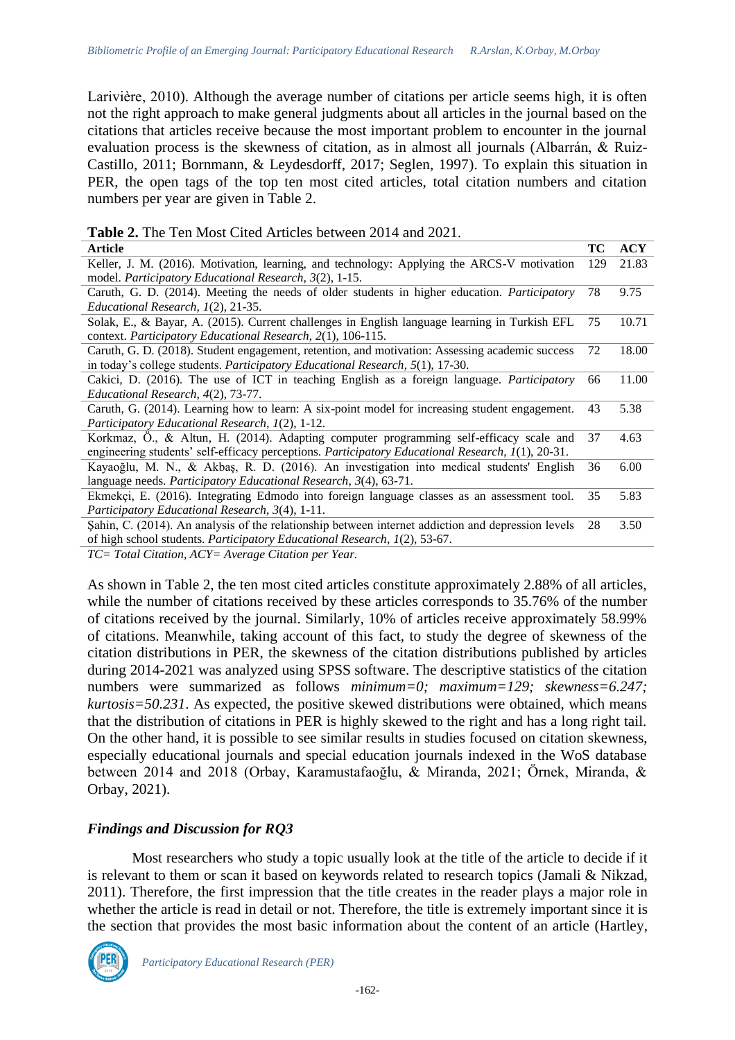Larivière, 2010). Although the average number of citations per article seems high, it is often not the right approach to make general judgments about all articles in the journal based on the citations that articles receive because the most important problem to encounter in the journal evaluation process is the skewness of citation, as in almost all journals (Albarrán, & Ruiz-Castillo, 2011; Bornmann, & Leydesdorff, 2017; Seglen, 1997). To explain this situation in PER, the open tags of the top ten most cited articles, total citation numbers and citation numbers per year are given in Table 2.

**Table 2.** The Ten Most Cited Articles between 2014 and 2021.

| Article | TC | ACY |
|---|---|---|
| Keller, J. M. (2016). Motivation, learning, and technology: Applying the ARCS-V motivation model. *Participatory Educational Research, 3*(2), 1-15. | 129 | 21.83 |
| Caruth, G. D. (2014). Meeting the needs of older students in higher education. *Participatory Educational Research, 1*(2), 21-35. | 78 | 9.75 |
| Solak, E., & Bayar, A. (2015). Current challenges in English language learning in Turkish EFL context. *Participatory Educational Research, 2*(1), 106-115. | 75 | 10.71 |
| Caruth, G. D. (2018). Student engagement, retention, and motivation: Assessing academic success in today's college students. *Participatory Educational Research, 5*(1), 17-30. | 72 | 18.00 |
| Cakici, D. (2016). The use of ICT in teaching English as a foreign language. *Participatory Educational Research, 4*(2), 73-77. | 66 | 11.00 |
| Caruth, G. (2014). Learning how to learn: A six-point model for increasing student engagement. *Participatory Educational Research, 1*(2), 1-12. | 43 | 5.38 |
| Korkmaz, Ö., & Altun, H. (2014). Adapting computer programming self-efficacy scale and engineering students' self-efficacy perceptions. *Participatory Educational Research, 1*(1), 20-31. | 37 | 4.63 |
| Kayaoğlu, M. N., & Akbaş, R. D. (2016). An investigation into medical students' English language needs. *Participatory Educational Research, 3*(4), 63-71. | 36 | 6.00 |
| Ekmekçi, E. (2016). Integrating Edmodo into foreign language classes as an assessment tool. *Participatory Educational Research, 3*(4), 1-11. | 35 | 5.83 |
| Şahin, C. (2014). An analysis of the relationship between internet addiction and depression levels of high school students. *Participatory Educational Research, 1*(2), 53-67. | 28 | 3.50 |

*TC= Total Citation, ACY= Average Citation per Year.*

As shown in Table 2, the ten most cited articles constitute approximately 2.88% of all articles, while the number of citations received by these articles corresponds to 35.76% of the number of citations received by the journal. Similarly, 10% of articles receive approximately 58.99% of citations. Meanwhile, taking account of this fact, to study the degree of skewness of the citation distributions in PER, the skewness of the citation distributions published by articles during 2014-2021 was analyzed using SPSS software. The descriptive statistics of the citation numbers were summarized as follows *minimum=0; maximum=129; skewness=6.247; kurtosis=50.231*. As expected, the positive skewed distributions were obtained, which means that the distribution of citations in PER is highly skewed to the right and has a long right tail. On the other hand, it is possible to see similar results in studies focused on citation skewness, especially educational journals and special education journals indexed in the WoS database between 2014 and 2018 (Orbay, Karamustafaoğlu, & Miranda, 2021; Örnek, Miranda, & Orbay, 2021).

### *Findings and Discussion for RQ3*

Most researchers who study a topic usually look at the title of the article to decide if it is relevant to them or scan it based on keywords related to research topics (Jamali & Nikzad, 2011). Therefore, the first impression that the title creates in the reader plays a major role in whether the article is read in detail or not. Therefore, the title is extremely important since it is the section that provides the most basic information about the content of an article (Hartley,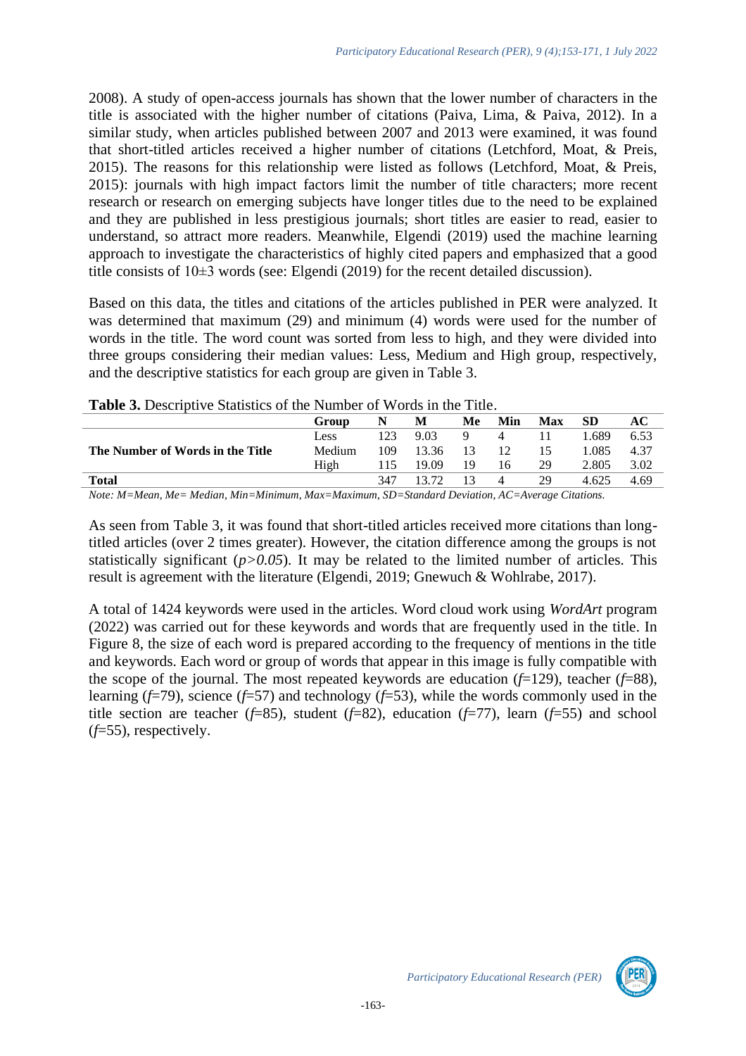2008). A study of open-access journals has shown that the lower number of characters in the title is associated with the higher number of citations (Paiva, Lima, & Paiva, 2012). In a similar study, when articles published between 2007 and 2013 were examined, it was found that short-titled articles received a higher number of citations (Letchford, Moat, & Preis, 2015). The reasons for this relationship were listed as follows (Letchford, Moat, & Preis, 2015): journals with high impact factors limit the number of title characters; more recent research or research on emerging subjects have longer titles due to the need to be explained and they are published in less prestigious journals; short titles are easier to read, easier to understand, so attract more readers. Meanwhile, Elgendi (2019) used the machine learning approach to investigate the characteristics of highly cited papers and emphasized that a good title consists of 10±3 words (see: Elgendi (2019) for the recent detailed discussion).

Based on this data, the titles and citations of the articles published in PER were analyzed. It was determined that maximum (29) and minimum (4) words were used for the number of words in the title. The word count was sorted from less to high, and they were divided into three groups considering their median values: Less, Medium and High group, respectively, and the descriptive statistics for each group are given in Table 3.

**Table 3.** Descriptive Statistics of the Number of Words in the Title.

| | Group | N | M | Me | Min | Max | SD | AC |
|---|---|---|---|---|---|---|---|---|
| **The Number of Words in the Title** | Less | 123 | 9.03 | 9 | 4 | 11 | 1.689 | 6.53 |
| | Medium | 109 | 13.36 | 13 | 12 | 15 | 1.085 | 4.37 |
| | High | 115 | 19.09 | 19 | 16 | 29 | 2.805 | 3.02 |
| **Total** | | 347 | 13.72 | 13 | 4 | 29 | 4.625 | 4.69 |

*Note: M=Mean, Me= Median, Min=Minimum, Max=Maximum, SD=Standard Deviation, AC=Average Citations.*

As seen from Table 3, it was found that short-titled articles received more citations than long-titled articles (over 2 times greater). However, the citation difference among the groups is not statistically significant ($p>0.05$). It may be related to the limited number of articles. This result is agreement with the literature (Elgendi, 2019; Gnewuch & Wohlrabe, 2017).

A total of 1424 keywords were used in the articles. Word cloud work using *WordArt* program (2022) was carried out for these keywords and words that are frequently used in the title. In Figure 8, the size of each word is prepared according to the frequency of mentions in the title and keywords. Each word or group of words that appear in this image is fully compatible with the scope of the journal. The most repeated keywords are education ($f$=129), teacher ($f$=88), learning ($f$=79), science ($f$=57) and technology ($f$=53), while the words commonly used in the title section are teacher ($f$=85), student ($f$=82), education ($f$=77), learn ($f$=55) and school ($f$=55), respectively.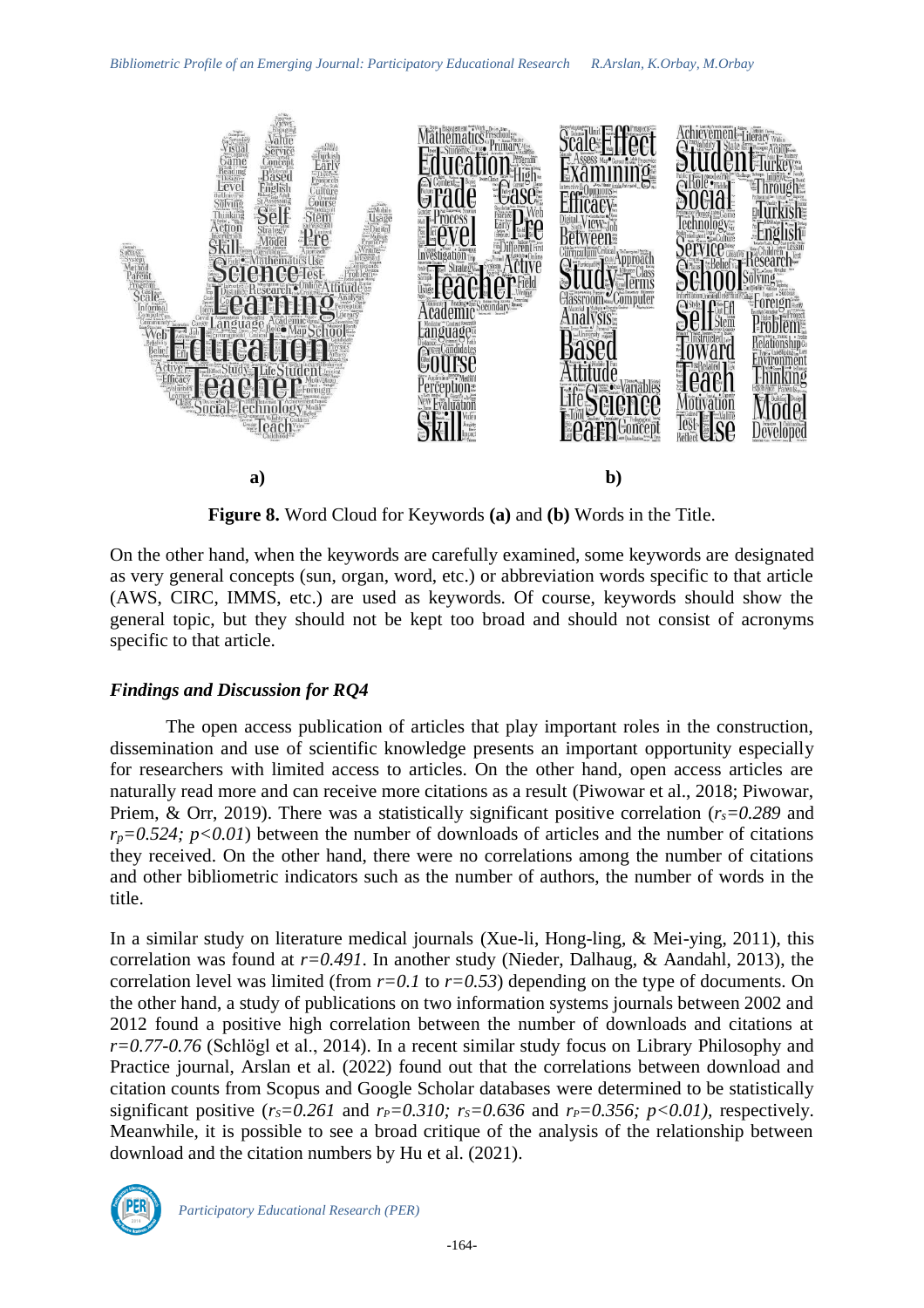**Figure 8.** Word Cloud for Keywords **(a)** and **(b)** Words in the Title.

On the other hand, when the keywords are carefully examined, some keywords are designated as very general concepts (sun, organ, word, etc.) or abbreviation words specific to that article (AWS, CIRC, IMMS, etc.) are used as keywords. Of course, keywords should show the general topic, but they should not be kept too broad and should not consist of acronyms specific to that article.

### *Findings and Discussion for RQ4*

The open access publication of articles that play important roles in the construction, dissemination and use of scientific knowledge presents an important opportunity especially for researchers with limited access to articles. On the other hand, open access articles are naturally read more and can receive more citations as a result (Piwowar et al., 2018; Piwowar, Priem, & Orr, 2019). There was a statistically significant positive correlation ($r_s=0.289$ and $r_p=0.524$; $p<0.01$) between the number of downloads of articles and the number of citations they received. On the other hand, there were no correlations among the number of citations and other bibliometric indicators such as the number of authors, the number of words in the title.

In a similar study on literature medical journals (Xue-li, Hong-ling, & Mei-ying, 2011), this correlation was found at $r=0.491$. In another study (Nieder, Dalhaug, & Aandahl, 2013), the correlation level was limited (from $r=0.1$ to $r=0.53$) depending on the type of documents. On the other hand, a study of publications on two information systems journals between 2002 and 2012 found a positive high correlation between the number of downloads and citations at $r=0.77\text{-}0.76$ (Schlögl et al., 2014). In a recent similar study focus on Library Philosophy and Practice journal, Arslan et al. (2022) found out that the correlations between download and citation counts from Scopus and Google Scholar databases were determined to be statistically significant positive ($r_S=0.261$ and $r_P=0.310$; $r_S=0.636$ and $r_P=0.356$; $p<0.01$), respectively. Meanwhile, it is possible to see a broad critique of the analysis of the relationship between download and the citation numbers by Hu et al. (2021).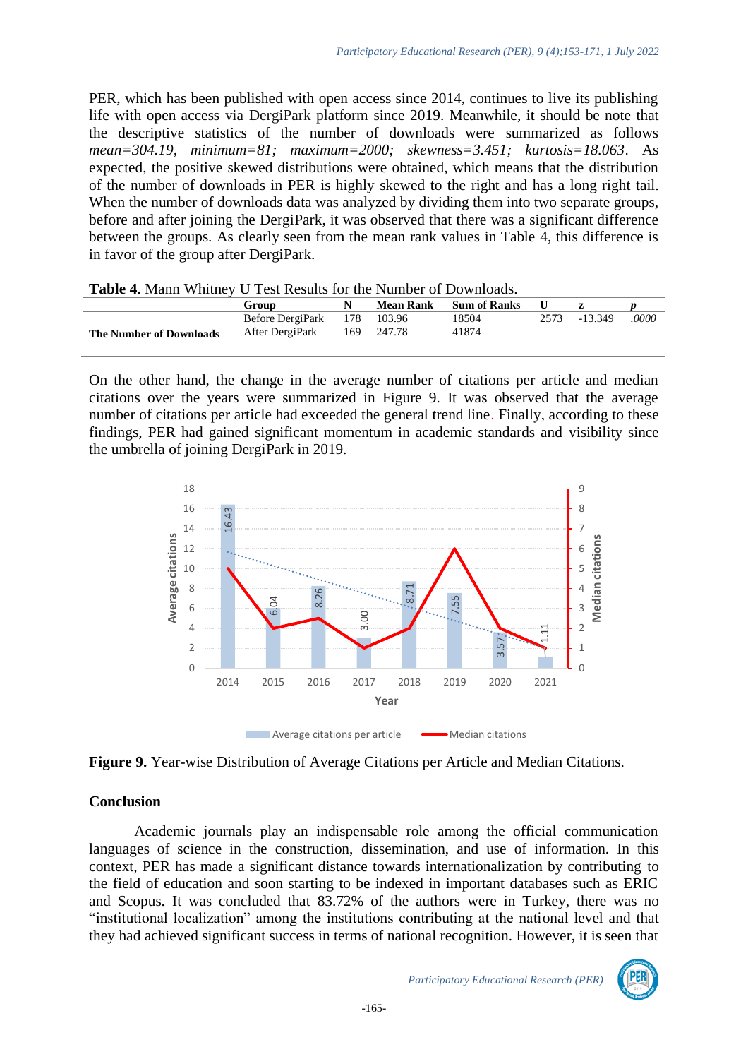PER, which has been published with open access since 2014, continues to live its publishing life with open access via DergiPark platform since 2019. Meanwhile, it should be note that the descriptive statistics of the number of downloads were summarized as follows *mean=304.19, minimum=81; maximum=2000; skewness=3.451; kurtosis=18.063*. As expected, the positive skewed distributions were obtained, which means that the distribution of the number of downloads in PER is highly skewed to the right and has a long right tail. When the number of downloads data was analyzed by dividing them into two separate groups, before and after joining the DergiPark, it was observed that there was a significant difference between the groups. As clearly seen from the mean rank values in Table 4, this difference is in favor of the group after DergiPark.

**Table 4.** Mann Whitney U Test Results for the Number of Downloads.

| | Group | N | Mean Rank | Sum of Ranks | U | z | *p* |
|---|---|---|---|---|---|---|---|
| **The Number of Downloads** | Before DergiPark | 178 | 103.96 | 18504 | 2573 | -13.349 | *.0000* |
| | After DergiPark | 169 | 247.78 | 41874 | | | |

On the other hand, the change in the average number of citations per article and median citations over the years were summarized in Figure 9. It was observed that the average number of citations per article had exceeded the general trend line. Finally, according to these findings, PER had gained significant momentum in academic standards and visibility since the umbrella of joining DergiPark in 2019.

**Figure 9.** Year-wise Distribution of Average Citations per Article and Median Citations.

## Conclusion

Academic journals play an indispensable role among the official communication languages of science in the construction, dissemination, and use of information. In this context, PER has made a significant distance towards internationalization by contributing to the field of education and soon starting to be indexed in important databases such as ERIC and Scopus. It was concluded that 83.72% of the authors were in Turkey, there was no "institutional localization" among the institutions contributing at the national level and that they had achieved significant success in terms of national recognition. However, it is seen that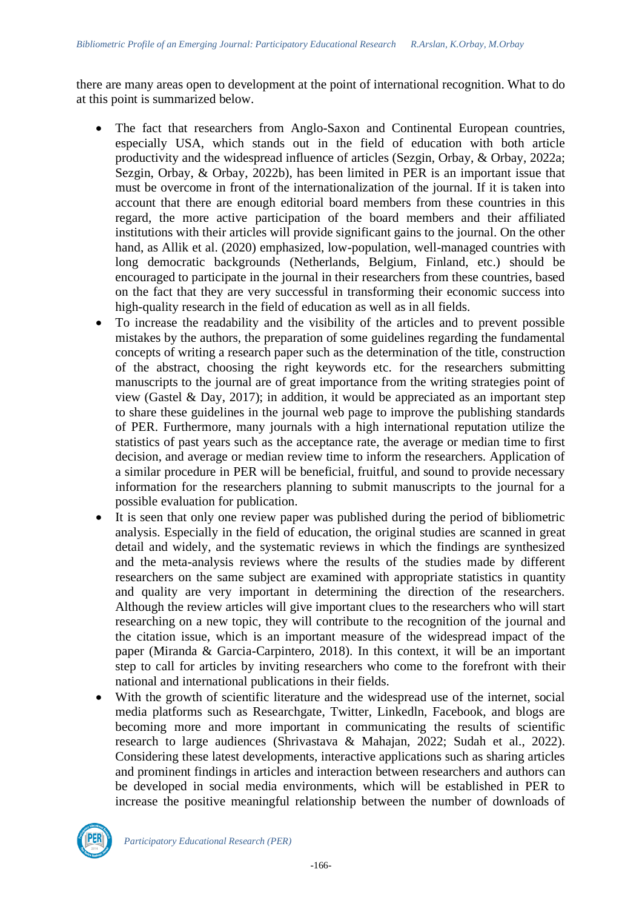there are many areas open to development at the point of international recognition. What to do at this point is summarized below.

- The fact that researchers from Anglo-Saxon and Continental European countries, especially USA, which stands out in the field of education with both article productivity and the widespread influence of articles (Sezgin, Orbay, & Orbay, 2022a; Sezgin, Orbay, & Orbay, 2022b), has been limited in PER is an important issue that must be overcome in front of the internationalization of the journal. If it is taken into account that there are enough editorial board members from these countries in this regard, the more active participation of the board members and their affiliated institutions with their articles will provide significant gains to the journal. On the other hand, as Allik et al. (2020) emphasized, low-population, well-managed countries with long democratic backgrounds (Netherlands, Belgium, Finland, etc.) should be encouraged to participate in the journal in their researchers from these countries, based on the fact that they are very successful in transforming their economic success into high-quality research in the field of education as well as in all fields.
- To increase the readability and the visibility of the articles and to prevent possible mistakes by the authors, the preparation of some guidelines regarding the fundamental concepts of writing a research paper such as the determination of the title, construction of the abstract, choosing the right keywords etc. for the researchers submitting manuscripts to the journal are of great importance from the writing strategies point of view (Gastel & Day, 2017); in addition, it would be appreciated as an important step to share these guidelines in the journal web page to improve the publishing standards of PER. Furthermore, many journals with a high international reputation utilize the statistics of past years such as the acceptance rate, the average or median time to first decision, and average or median review time to inform the researchers. Application of a similar procedure in PER will be beneficial, fruitful, and sound to provide necessary information for the researchers planning to submit manuscripts to the journal for a possible evaluation for publication.
- It is seen that only one review paper was published during the period of bibliometric analysis. Especially in the field of education, the original studies are scanned in great detail and widely, and the systematic reviews in which the findings are synthesized and the meta-analysis reviews where the results of the studies made by different researchers on the same subject are examined with appropriate statistics in quantity and quality are very important in determining the direction of the researchers. Although the review articles will give important clues to the researchers who will start researching on a new topic, they will contribute to the recognition of the journal and the citation issue, which is an important measure of the widespread impact of the paper (Miranda & Garcia-Carpintero, 2018). In this context, it will be an important step to call for articles by inviting researchers who come to the forefront with their national and international publications in their fields.
- With the growth of scientific literature and the widespread use of the internet, social media platforms such as Researchgate, Twitter, Linkedln, Facebook, and blogs are becoming more and more important in communicating the results of scientific research to large audiences (Shrivastava & Mahajan, 2022; Sudah et al., 2022). Considering these latest developments, interactive applications such as sharing articles and prominent findings in articles and interaction between researchers and authors can be developed in social media environments, which will be established in PER to increase the positive meaningful relationship between the number of downloads of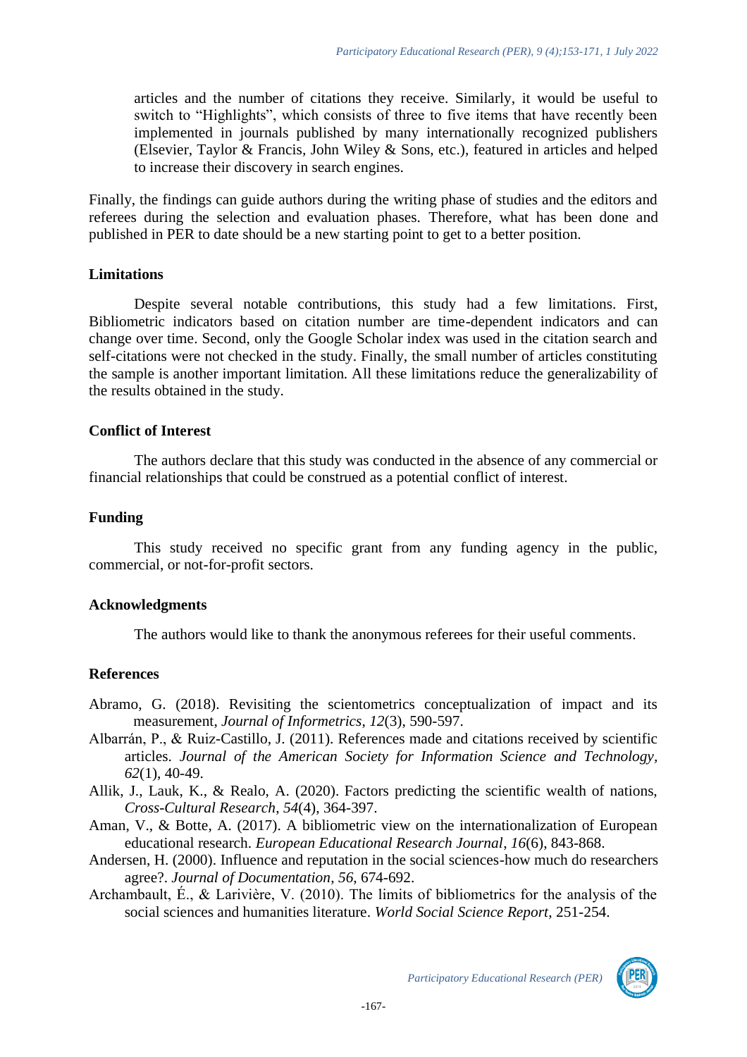articles and the number of citations they receive. Similarly, it would be useful to switch to "Highlights", which consists of three to five items that have recently been implemented in journals published by many internationally recognized publishers (Elsevier, Taylor & Francis, John Wiley & Sons, etc.), featured in articles and helped to increase their discovery in search engines.

Finally, the findings can guide authors during the writing phase of studies and the editors and referees during the selection and evaluation phases. Therefore, what has been done and published in PER to date should be a new starting point to get to a better position.

## Limitations

Despite several notable contributions, this study had a few limitations. First, Bibliometric indicators based on citation number are time-dependent indicators and can change over time. Second, only the Google Scholar index was used in the citation search and self-citations were not checked in the study. Finally, the small number of articles constituting the sample is another important limitation. All these limitations reduce the generalizability of the results obtained in the study.

## Conflict of Interest

The authors declare that this study was conducted in the absence of any commercial or financial relationships that could be construed as a potential conflict of interest.

## Funding

This study received no specific grant from any funding agency in the public, commercial, or not-for-profit sectors.

## Acknowledgments

The authors would like to thank the anonymous referees for their useful comments.

## References

Abramo, G. (2018). Revisiting the scientometrics conceptualization of impact and its measurement, *Journal of Informetrics*, *12*(3), 590-597.

Albarrán, P., & Ruiz-Castillo, J. (2011). References made and citations received by scientific articles. *Journal of the American Society for Information Science and Technology*, *62*(1), 40-49.

Allik, J., Lauk, K., & Realo, A. (2020). Factors predicting the scientific wealth of nations, *Cross-Cultural Research*, *54*(4), 364-397.

Aman, V., & Botte, A. (2017). A bibliometric view on the internationalization of European educational research. *European Educational Research Journal*, *16*(6), 843-868.

Andersen, H. (2000). Influence and reputation in the social sciences-how much do researchers agree?. *Journal of Documentation*, *56*, 674-692.

Archambault, É., & Larivière, V. (2010). The limits of bibliometrics for the analysis of the social sciences and humanities literature. *World Social Science Report*, 251-254.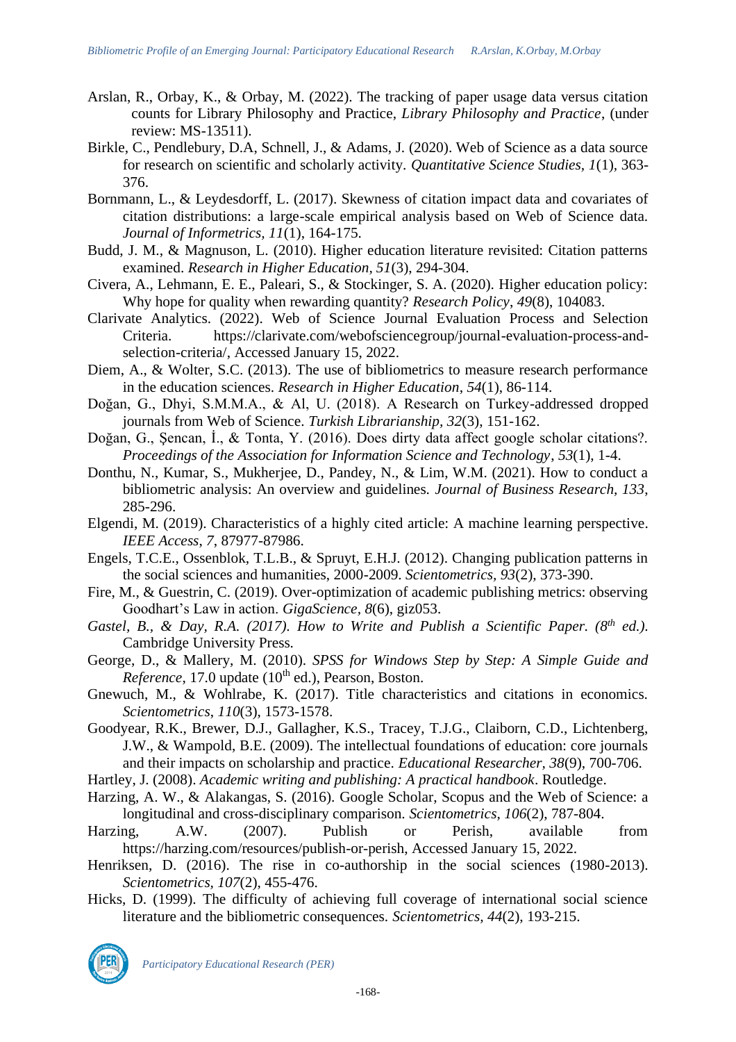Arslan, R., Orbay, K., & Orbay, M. (2022). The tracking of paper usage data versus citation counts for Library Philosophy and Practice, *Library Philosophy and Practice*, (under review: MS-13511).

Birkle, C., Pendlebury, D.A, Schnell, J., & Adams, J. (2020). Web of Science as a data source for research on scientific and scholarly activity. *Quantitative Science Studies, 1*(1), 363-376.

Bornmann, L., & Leydesdorff, L. (2017). Skewness of citation impact data and covariates of citation distributions: a large-scale empirical analysis based on Web of Science data. *Journal of Informetrics, 11*(1), 164-175.

Budd, J. M., & Magnuson, L. (2010). Higher education literature revisited: Citation patterns examined. *Research in Higher Education*, *51*(3), 294-304.

Civera, A., Lehmann, E. E., Paleari, S., & Stockinger, S. A. (2020). Higher education policy: Why hope for quality when rewarding quantity? *Research Policy*, *49*(8), 104083.

Clarivate Analytics. (2022). Web of Science Journal Evaluation Process and Selection Criteria. https://clarivate.com/webofsciencegroup/journal-evaluation-process-and-selection-criteria/, Accessed January 15, 2022.

Diem, A., & Wolter, S.C. (2013). The use of bibliometrics to measure research performance in the education sciences. *Research in Higher Education*, *54*(1), 86-114.

Doğan, G., Dhyi, S.M.M.A., & Al, U. (2018). A Research on Turkey-addressed dropped journals from Web of Science. *Turkish Librarianship*, *32*(3), 151-162.

Doğan, G., Şencan, İ., & Tonta, Y. (2016). Does dirty data affect google scholar citations?. *Proceedings of the Association for Information Science and Technology*, *53*(1), 1-4.

Donthu, N., Kumar, S., Mukherjee, D., Pandey, N., & Lim, W.M. (2021). How to conduct a bibliometric analysis: An overview and guidelines. *Journal of Business Research, 133*, 285-296.

Elgendi, M. (2019). Characteristics of a highly cited article: A machine learning perspective. *IEEE Access*, *7*, 87977-87986.

Engels, T.C.E., Ossenblok, T.L.B., & Spruyt, E.H.J. (2012). Changing publication patterns in the social sciences and humanities, 2000-2009. *Scientometrics, 93*(2), 373-390.

Fire, M., & Guestrin, C. (2019). Over-optimization of academic publishing metrics: observing Goodhart's Law in action. *GigaScience, 8*(6), giz053.

*Gastel, B., & Day, R.A. (2017). How to Write and Publish a Scientific Paper. (8th ed.).* Cambridge University Press.

George, D., & Mallery, M. (2010). *SPSS for Windows Step by Step: A Simple Guide and Reference*, 17.0 update (10th ed.), Pearson, Boston.

Gnewuch, M., & Wohlrabe, K. (2017). Title characteristics and citations in economics. *Scientometrics*, *110*(3), 1573-1578.

Goodyear, R.K., Brewer, D.J., Gallagher, K.S., Tracey, T.J.G., Claiborn, C.D., Lichtenberg, J.W., & Wampold, B.E. (2009). The intellectual foundations of education: core journals and their impacts on scholarship and practice. *Educational Researcher, 38*(9), 700-706.

Hartley, J. (2008). *Academic writing and publishing: A practical handbook*. Routledge.

Harzing, A. W., & Alakangas, S. (2016). Google Scholar, Scopus and the Web of Science: a longitudinal and cross-disciplinary comparison. *Scientometrics*, *106*(2), 787-804.

Harzing, A.W. (2007). Publish or Perish, available from https://harzing.com/resources/publish-or-perish, Accessed January 15, 2022.

Henriksen, D. (2016). The rise in co-authorship in the social sciences (1980-2013). *Scientometrics, 107*(2), 455-476.

Hicks, D. (1999). The difficulty of achieving full coverage of international social science literature and the bibliometric consequences. *Scientometrics, 44*(2), 193-215.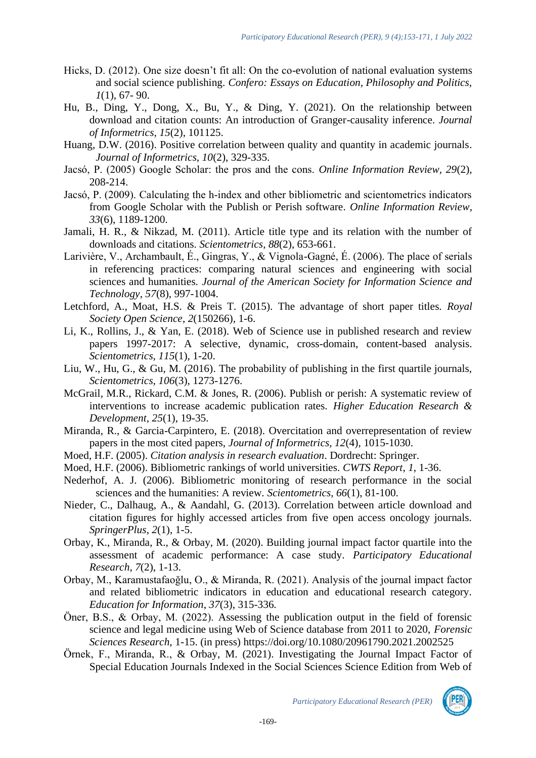Hicks, D. (2012). One size doesn't fit all: On the co-evolution of national evaluation systems and social science publishing. *Confero: Essays on Education, Philosophy and Politics*, *1*(1), 67- 90.

Hu, B., Ding, Y., Dong, X., Bu, Y., & Ding, Y. (2021). On the relationship between download and citation counts: An introduction of Granger-causality inference. *Journal of Informetrics*, *15*(2), 101125.

Huang, D.W. (2016). Positive correlation between quality and quantity in academic journals. *Journal of Informetrics, 10*(2), 329-335.

Jacsó, P. (2005) Google Scholar: the pros and the cons. *Online Information Review, 29*(2), 208-214.

Jacsó, P. (2009). Calculating the h-index and other bibliometric and scientometrics indicators from Google Scholar with the Publish or Perish software. *Online Information Review*, *33*(6), 1189-1200.

Jamali, H. R., & Nikzad, M. (2011). Article title type and its relation with the number of downloads and citations. *Scientometrics*, *88*(2), 653-661.

Larivière, V., Archambault, É., Gingras, Y., & Vignola-Gagné, É. (2006). The place of serials in referencing practices: comparing natural sciences and engineering with social sciences and humanities. *Journal of the American Society for Information Science and Technology, 57*(8), 997-1004.

Letchford, A., Moat, H.S. & Preis T. (2015). The advantage of short paper titles. *Royal Society Open Science*, *2*(150266), 1-6.

Li, K., Rollins, J., & Yan, E. (2018). Web of Science use in published research and review papers 1997-2017: A selective, dynamic, cross-domain, content-based analysis. *Scientometrics, 115*(1), 1-20.

Liu, W., Hu, G., & Gu, M. (2016). The probability of publishing in the first quartile journals, *Scientometrics*, *106*(3), 1273-1276.

McGrail, M.R., Rickard, C.M. & Jones, R. (2006). Publish or perish: A systematic review of interventions to increase academic publication rates. *Higher Education Research & Development, 25*(1), 19-35.

Miranda, R., & Garcia-Carpintero, E. (2018). Overcitation and overrepresentation of review papers in the most cited papers, *Journal of Informetrics, 12*(4), 1015-1030.

Moed, H.F. (2005). *Citation analysis in research evaluation*. Dordrecht: Springer.

Moed, H.F. (2006). Bibliometric rankings of world universities. *CWTS Report*, *1*, 1-36.

Nederhof, A. J. (2006). Bibliometric monitoring of research performance in the social sciences and the humanities: A review. *Scientometrics, 66*(1), 81-100.

Nieder, C., Dalhaug, A., & Aandahl, G. (2013). Correlation between article download and citation figures for highly accessed articles from five open access oncology journals. *SpringerPlus*, *2*(1), 1-5.

Orbay, K., Miranda, R., & Orbay, M. (2020). Building journal impact factor quartile into the assessment of academic performance: A case study. *Participatory Educational Research*, *7*(2), 1-13.

Orbay, M., Karamustafaoğlu, O., & Miranda, R. (2021). Analysis of the journal impact factor and related bibliometric indicators in education and educational research category. *Education for Information*, *37*(3), 315-336.

Öner, B.S., & Orbay, M. (2022). Assessing the publication output in the field of forensic science and legal medicine using Web of Science database from 2011 to 2020, *Forensic Sciences Research,* 1-15. (in press) https://doi.org/10.1080/20961790.2021.2002525

Örnek, F., Miranda, R., & Orbay, M. (2021). Investigating the Journal Impact Factor of Special Education Journals Indexed in the Social Sciences Science Edition from Web of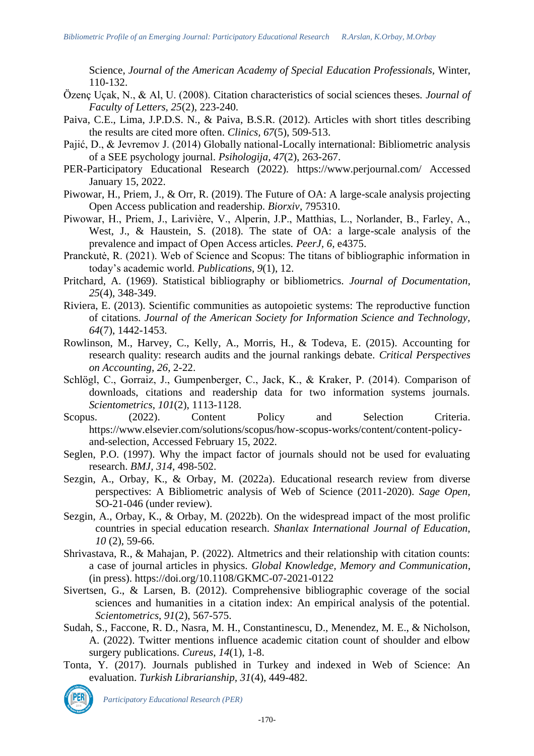Science, *Journal of the American Academy of Special Education Professionals,* Winter, 110-132.

Özenç Uçak, N., & Al, U. (2008). Citation characteristics of social sciences theses. *Journal of Faculty of Letters, 25*(2), 223-240.

Paiva, C.E., Lima, J.P.D.S. N., & Paiva, B.S.R. (2012). Articles with short titles describing the results are cited more often. *Clinics, 67*(5), 509-513.

Pajić, D., & Jevremov J. (2014) Globally national-Locally international: Bibliometric analysis of a SEE psychology journal. *Psihologija, 47*(2), 263-267.

PER-Participatory Educational Research (2022). https://www.perjournal.com/ Accessed January 15, 2022.

Piwowar, H., Priem, J., & Orr, R. (2019). The Future of OA: A large-scale analysis projecting Open Access publication and readership. *Biorxiv*, 795310.

Piwowar, H., Priem, J., Larivière, V., Alperin, J.P., Matthias, L., Norlander, B., Farley, A., West, J., & Haustein, S. (2018). The state of OA: a large-scale analysis of the prevalence and impact of Open Access articles. *PeerJ, 6*, e4375.

Pranckutė, R. (2021). Web of Science and Scopus: The titans of bibliographic information in today's academic world. *Publications*, *9*(1), 12.

Pritchard, A. (1969). Statistical bibliography or bibliometrics. *Journal of Documentation, 25*(4), 348-349.

Riviera, E. (2013). Scientific communities as autopoietic systems: The reproductive function of citations. *Journal of the American Society for Information Science and Technology, 64*(7), 1442-1453.

Rowlinson, M., Harvey, C., Kelly, A., Morris, H., & Todeva, E. (2015). Accounting for research quality: research audits and the journal rankings debate. *Critical Perspectives on Accounting, 26*, 2-22.

Schlögl, C., Gorraiz, J., Gumpenberger, C., Jack, K., & Kraker, P. (2014). Comparison of downloads, citations and readership data for two information systems journals. *Scientometrics, 101*(2), 1113-1128.

Scopus. (2022). Content Policy and Selection Criteria. https://www.elsevier.com/solutions/scopus/how-scopus-works/content/content-policy-and-selection, Accessed February 15, 2022.

Seglen, P.O. (1997). Why the impact factor of journals should not be used for evaluating research. *BMJ, 314*, 498-502.

Sezgin, A., Orbay, K., & Orbay, M. (2022a). Educational research review from diverse perspectives: A Bibliometric analysis of Web of Science (2011-2020). *Sage Open*, SO-21-046 (under review).

Sezgin, A., Orbay, K., & Orbay, M. (2022b). On the widespread impact of the most prolific countries in special education research. *Shanlax International Journal of Education, 10* (2), 59-66.

Shrivastava, R., & Mahajan, P. (2022). Altmetrics and their relationship with citation counts: a case of journal articles in physics. *Global Knowledge, Memory and Communication*, (in press). https://doi.org/10.1108/GKMC-07-2021-0122

Sivertsen, G., & Larsen, B. (2012). Comprehensive bibliographic coverage of the social sciences and humanities in a citation index: An empirical analysis of the potential. *Scientometrics, 91*(2), 567-575.

Sudah, S., Faccone, R. D., Nasra, M. H., Constantinescu, D., Menendez, M. E., & Nicholson, A. (2022). Twitter mentions influence academic citation count of shoulder and elbow surgery publications. *Cureus*, *14*(1), 1-8.

Tonta, Y. (2017). Journals published in Turkey and indexed in Web of Science: An evaluation. *Turkish Librarianship, 31*(4), 449-482.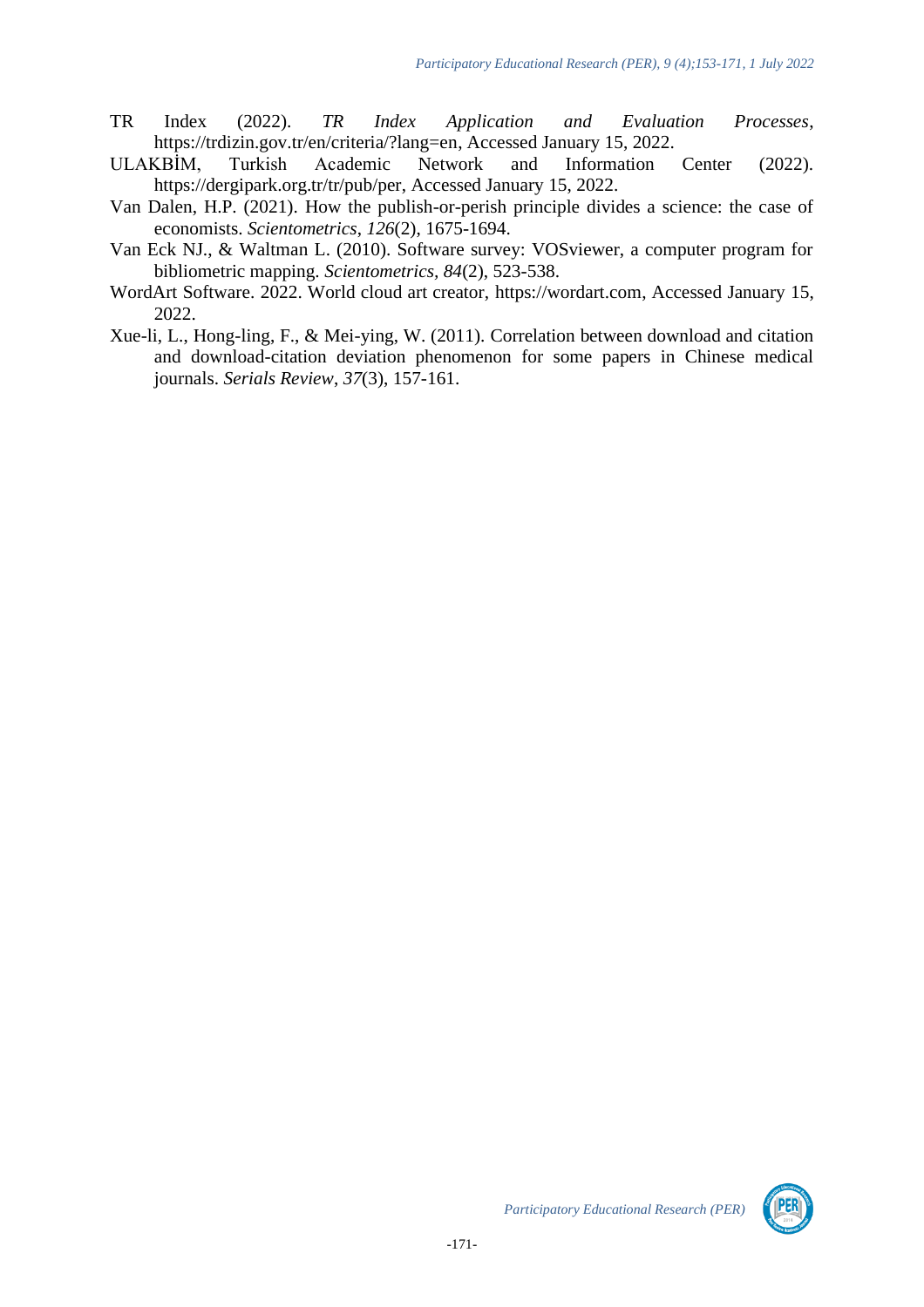TR Index (2022). *TR Index Application and Evaluation Processes*, https://trdizin.gov.tr/en/criteria/?lang=en, Accessed January 15, 2022.

ULAKBİM, Turkish Academic Network and Information Center (2022). https://dergipark.org.tr/tr/pub/per, Accessed January 15, 2022.

Van Dalen, H.P. (2021). How the publish-or-perish principle divides a science: the case of economists. *Scientometrics*, *126*(2), 1675-1694.

Van Eck NJ., & Waltman L. (2010). Software survey: VOSviewer, a computer program for bibliometric mapping. *Scientometrics*, *84*(2), 523-538.

WordArt Software. 2022. World cloud art creator, https://wordart.com, Accessed January 15, 2022.

Xue-li, L., Hong-ling, F., & Mei-ying, W. (2011). Correlation between download and citation and download-citation deviation phenomenon for some papers in Chinese medical journals. *Serials Review*, *37*(3), 157-161.